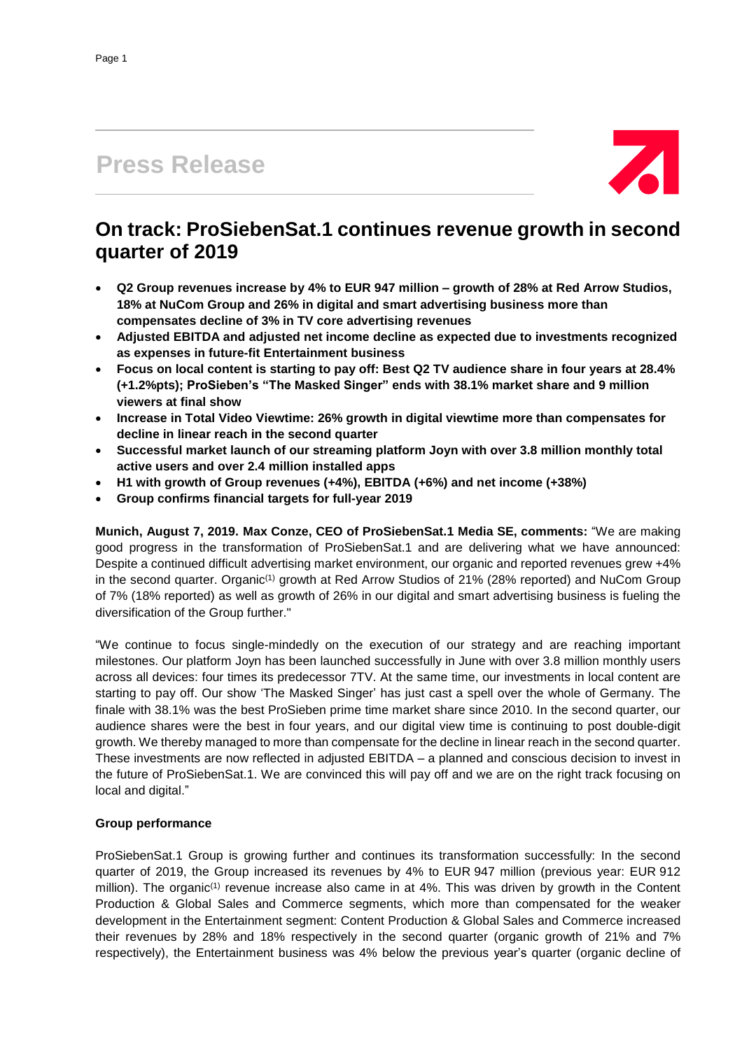# Press Release

## On track: ProSiebenSat.1 continues revenue growth in second quarter of 2019

- **Q2 Group revenues increase by 4% to EUR 947 million – growth of 28% at Red Arrow Studios, 18% at NuCom Group and 26% in digital and smart advertising business more than compensates decline of 3% in TV core advertising revenues**
- **Adjusted EBITDA and adjusted net income decline as expected due to investments recognized as expenses in future-fit Entertainment business**
- **Focus on local content is starting to pay off: Best Q2 TV audience share in four years at 28.4% (+1.2%pts); ProSieben's "The Masked Singer" ends with 38.1% market share and 9 million viewers at final show**
- **Increase in Total Video Viewtime: 26% growth in digital viewtime more than compensates for decline in linear reach in the second quarter**
- **Successful market launch of our streaming platform Joyn with over 3.8 million monthly total active users and over 2.4 million installed apps**
- **H1 with growth of Group revenues (+4%), EBITDA (+6%) and net income (+38%)**
- **Group confirms financial targets for full-year 2019**

**Munich, August 7, 2019. Max Conze, CEO of ProSiebenSat.1 Media SE, comments:** "We are making good progress in the transformation of ProSiebenSat.1 and are delivering what we have announced: Despite a continued difficult advertising market environment, our organic and reported revenues grew +4% in the second quarter. Organic[1] growth at Red Arrow Studios of 21% (28% reported) and NuCom Group of 7% (18% reported) as well as growth of 26% in our digital and smart advertising business is fueling the diversification of the Group further."

"We continue to focus single-mindedly on the execution of our strategy and are reaching important milestones. Our platform Joyn has been launched successfully in June with over 3.8 million monthly users across all devices: four times its predecessor 7TV. At the same time, our investments in local content are starting to pay off. Our show 'The Masked Singer' has just cast a spell over the whole of Germany. The finale with 38.1% was the best ProSieben prime time market share since 2010. In the second quarter, our audience shares were the best in four years, and our digital view time is continuing to post double-digit growth. We thereby managed to more than compensate for the decline in linear reach in the second quarter. These investments are now reflected in adjusted EBITDA – a planned and conscious decision to invest in the future of ProSiebenSat.1. We are convinced this will pay off and we are on the right track focusing on local and digital."

**Group performance**

ProSiebenSat.1 Group is growing further and continues its transformation successfully: In the second quarter of 2019, the Group increased its revenues by 4% to EUR 947 million (previous year: EUR 912 million). The organic[1] revenue increase also came in at 4%. This was driven by growth in the Content Production & Global Sales and Commerce segments, which more than compensated for the weaker development in the Entertainment segment: Content Production & Global Sales and Commerce increased their revenues by 28% and 18% respectively in the second quarter (organic growth of 21% and 7% respectively), the Entertainment business was 4% below the previous year's quarter (organic decline of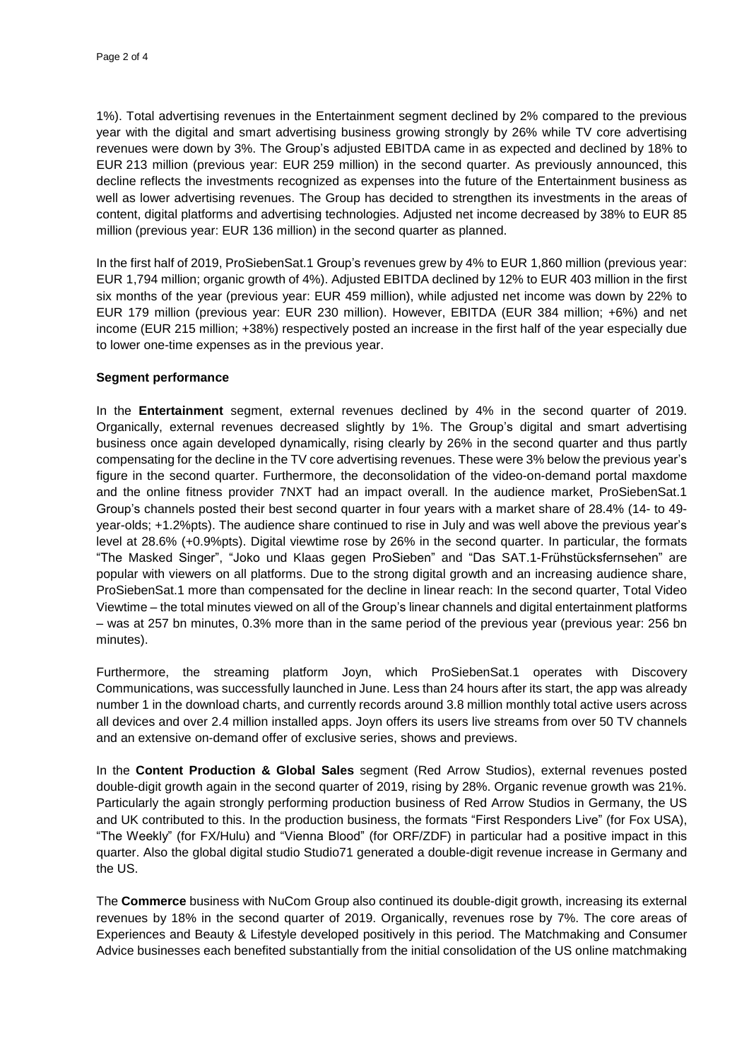1%). Total advertising revenues in the Entertainment segment declined by 2% compared to the previous year with the digital and smart advertising business growing strongly by 26% while TV core advertising revenues were down by 3%. The Group's adjusted EBITDA came in as expected and declined by 18% to EUR 213 million (previous year: EUR 259 million) in the second quarter. As previously announced, this decline reflects the investments recognized as expenses into the future of the Entertainment business as well as lower advertising revenues. The Group has decided to strengthen its investments in the areas of content, digital platforms and advertising technologies. Adjusted net income decreased by 38% to EUR 85 million (previous year: EUR 136 million) in the second quarter as planned.

In the first half of 2019, ProSiebenSat.1 Group's revenues grew by 4% to EUR 1,860 million (previous year: EUR 1,794 million; organic growth of 4%). Adjusted EBITDA declined by 12% to EUR 403 million in the first six months of the year (previous year: EUR 459 million), while adjusted net income was down by 22% to EUR 179 million (previous year: EUR 230 million). However, EBITDA (EUR 384 million; +6%) and net income (EUR 215 million; +38%) respectively posted an increase in the first half of the year especially due to lower one-time expenses as in the previous year.

**Segment performance**

In the **Entertainment** segment, external revenues declined by 4% in the second quarter of 2019. Organically, external revenues decreased slightly by 1%. The Group's digital and smart advertising business once again developed dynamically, rising clearly by 26% in the second quarter and thus partly compensating for the decline in the TV core advertising revenues. These were 3% below the previous year's figure in the second quarter. Furthermore, the deconsolidation of the video-on-demand portal maxdome and the online fitness provider 7NXT had an impact overall. In the audience market, ProSiebenSat.1 Group's channels posted their best second quarter in four years with a market share of 28.4% (14- to 49-year-olds; +1.2%pts). The audience share continued to rise in July and was well above the previous year's level at 28.6% (+0.9%pts). Digital viewtime rose by 26% in the second quarter. In particular, the formats "The Masked Singer", "Joko und Klaas gegen ProSieben" and "Das SAT.1-Frühstücksfernsehen" are popular with viewers on all platforms. Due to the strong digital growth and an increasing audience share, ProSiebenSat.1 more than compensated for the decline in linear reach: In the second quarter, Total Video Viewtime – the total minutes viewed on all of the Group's linear channels and digital entertainment platforms – was at 257 bn minutes, 0.3% more than in the same period of the previous year (previous year: 256 bn minutes).

Furthermore, the streaming platform Joyn, which ProSiebenSat.1 operates with Discovery Communications, was successfully launched in June. Less than 24 hours after its start, the app was already number 1 in the download charts, and currently records around 3.8 million monthly total active users across all devices and over 2.4 million installed apps. Joyn offers its users live streams from over 50 TV channels and an extensive on-demand offer of exclusive series, shows and previews.

In the **Content Production & Global Sales** segment (Red Arrow Studios), external revenues posted double-digit growth again in the second quarter of 2019, rising by 28%. Organic revenue growth was 21%. Particularly the again strongly performing production business of Red Arrow Studios in Germany, the US and UK contributed to this. In the production business, the formats "First Responders Live" (for Fox USA), "The Weekly" (for FX/Hulu) and "Vienna Blood" (for ORF/ZDF) in particular had a positive impact in this quarter. Also the global digital studio Studio71 generated a double-digit revenue increase in Germany and the US.

The **Commerce** business with NuCom Group also continued its double-digit growth, increasing its external revenues by 18% in the second quarter of 2019. Organically, revenues rose by 7%. The core areas of Experiences and Beauty & Lifestyle developed positively in this period. The Matchmaking and Consumer Advice businesses each benefited substantially from the initial consolidation of the US online matchmaking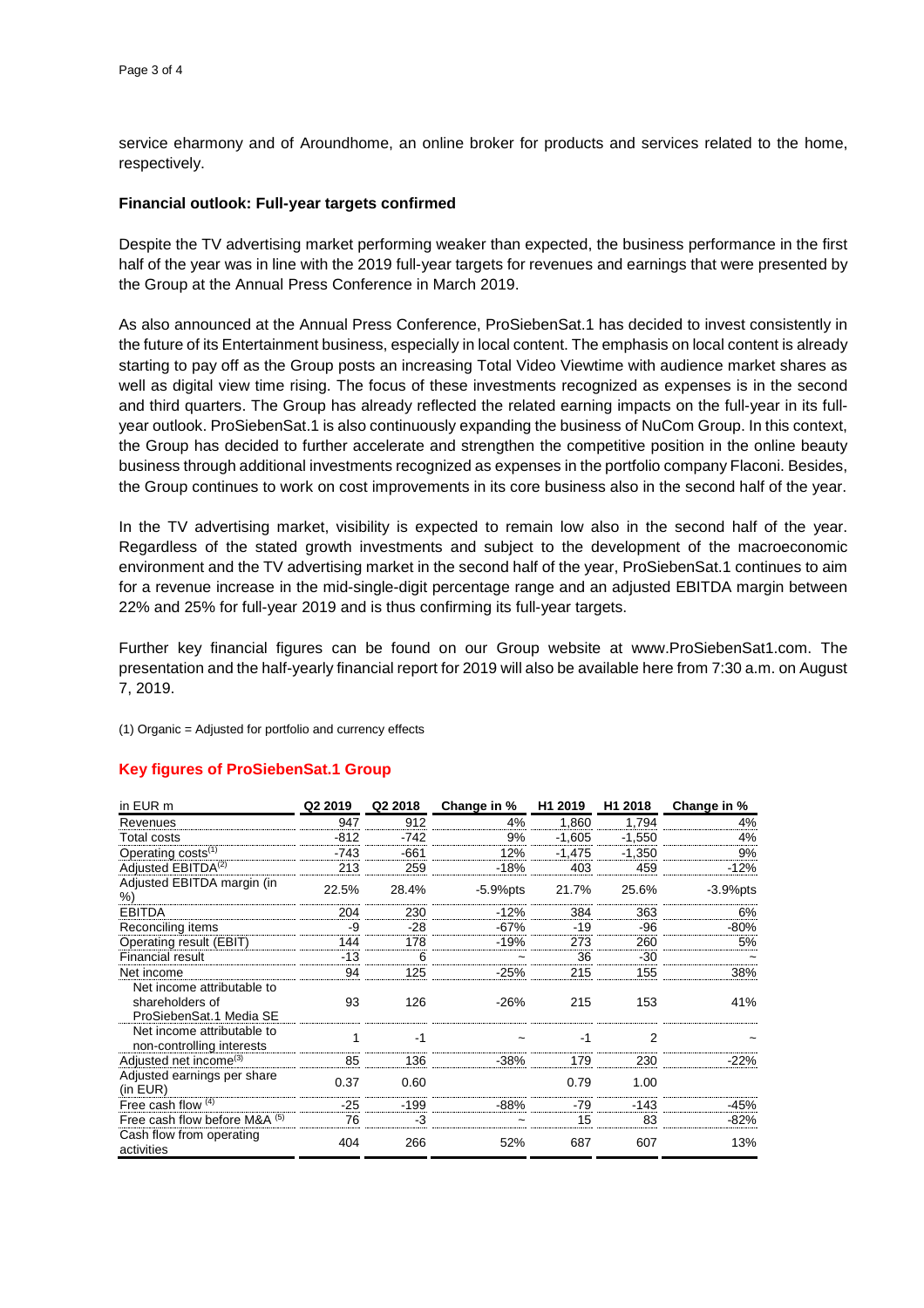service eharmony and of Aroundhome, an online broker for products and services related to the home, respectively.

**Financial outlook: Full-year targets confirmed**

Despite the TV advertising market performing weaker than expected, the business performance in the first half of the year was in line with the 2019 full-year targets for revenues and earnings that were presented by the Group at the Annual Press Conference in March 2019.

As also announced at the Annual Press Conference, ProSiebenSat.1 has decided to invest consistently in the future of its Entertainment business, especially in local content. The emphasis on local content is already starting to pay off as the Group posts an increasing Total Video Viewtime with audience market shares as well as digital view time rising. The focus of these investments recognized as expenses is in the second and third quarters. The Group has already reflected the related earning impacts on the full-year in its full-year outlook. ProSiebenSat.1 is also continuously expanding the business of NuCom Group. In this context, the Group has decided to further accelerate and strengthen the competitive position in the online beauty business through additional investments recognized as expenses in the portfolio company Flaconi. Besides, the Group continues to work on cost improvements in its core business also in the second half of the year.

In the TV advertising market, visibility is expected to remain low also in the second half of the year. Regardless of the stated growth investments and subject to the development of the macroeconomic environment and the TV advertising market in the second half of the year, ProSiebenSat.1 continues to aim for a revenue increase in the mid-single-digit percentage range and an adjusted EBITDA margin between 22% and 25% for full-year 2019 and is thus confirming its full-year targets.

Further key financial figures can be found on our Group website at www.ProSiebenSat1.com. The presentation and the half-yearly financial report for 2019 will also be available here from 7:30 a.m. on August 7, 2019.

(1) Organic = Adjusted for portfolio and currency effects

## Key figures of ProSiebenSat.1 Group

| in EUR m | Q2 2019 | Q2 2018 | Change in % | H1 2019 | H1 2018 | Change in % |
|---|---|---|---|---|---|---|
| Revenues | 947 | 912 | 4% | 1,860 | 1,794 | 4% |
| Total costs | -812 | -742 | 9% | -1,605 | -1,550 | 4% |
| Operating costs[1] | -743 | -661 | 12% | -1,475 | -1,350 | 9% |
| Adjusted EBITDA[2] | 213 | 259 | -18% | 403 | 459 | -12% |
| Adjusted EBITDA margin (in %) | 22.5% | 28.4% | -5.9%pts | 21.7% | 25.6% | -3.9%pts |
| EBITDA | 204 | 230 | -12% | 384 | 363 | 6% |
| Reconciling items | -9 | -28 | -67% | -19 | -96 | -80% |
| Operating result (EBIT) | 144 | 178 | -19% | 273 | 260 | 5% |
| Financial result | -13 | 6 | ~ | 36 | -30 | ~ |
| Net income | 94 | 125 | -25% | 215 | 155 | 38% |
| Net income attributable to shareholders of ProSiebenSat.1 Media SE | 93 | 126 | -26% | 215 | 153 | 41% |
| Net income attributable to non-controlling interests | 1 | -1 | ~ | -1 | 2 | ~ |
| Adjusted net income[3] | 85 | 136 | -38% | 179 | 230 | -22% |
| Adjusted earnings per share (in EUR) | 0.37 | 0.60 | | 0.79 | 1.00 | |
| Free cash flow [4] | -25 | -199 | -88% | -79 | -143 | -45% |
| Free cash flow before M&A [5] | 76 | -3 | ~ | 15 | 83 | -82% |
| Cash flow from operating activities | 404 | 266 | 52% | 687 | 607 | 13% |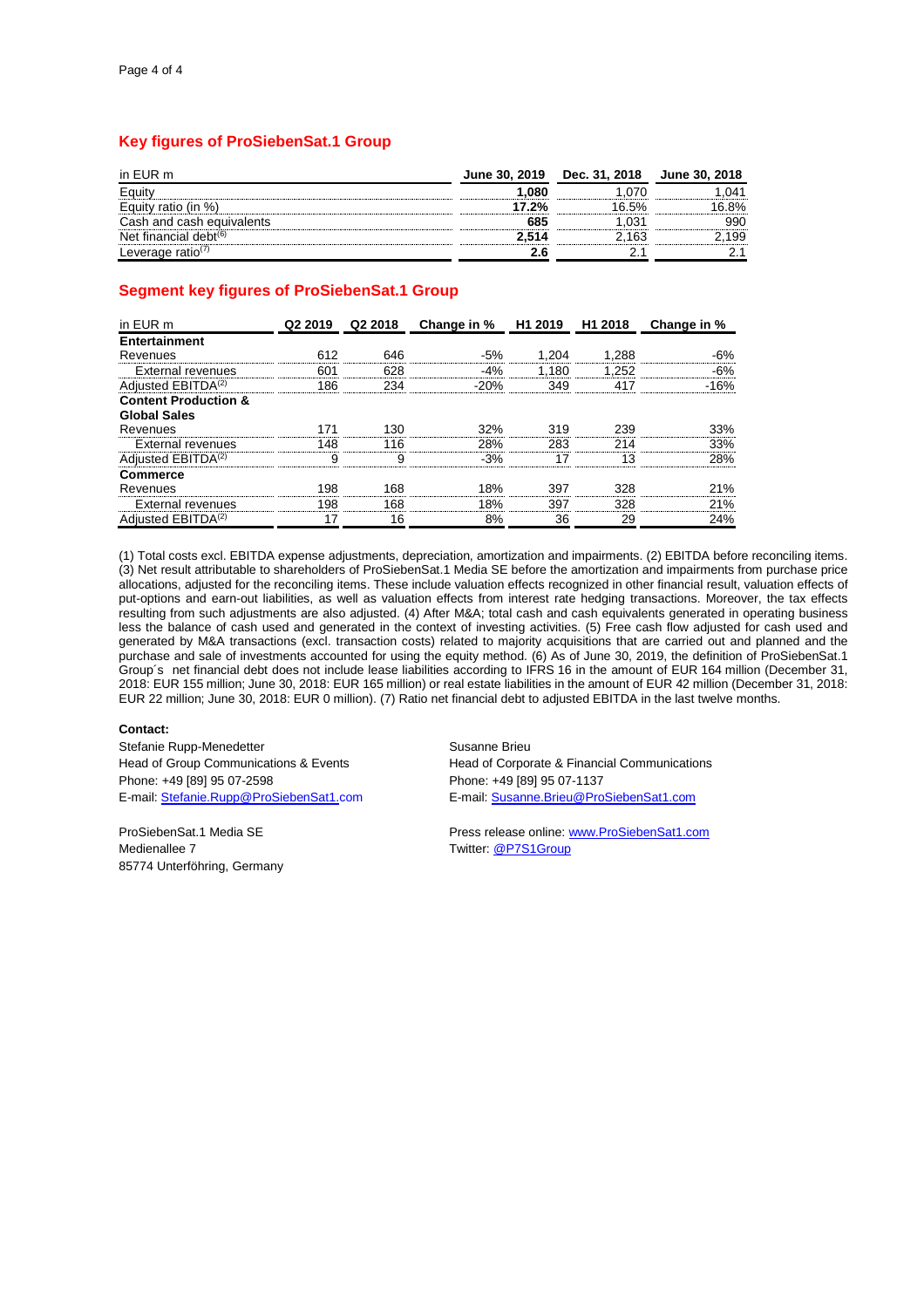## Key figures of ProSiebenSat.1 Group

| in EUR m | June 30, 2019 | Dec. 31, 2018 | June 30, 2018 |
|---|---|---|---|
| Equity | **1,080** | 1,070 | 1,041 |
| Equity ratio (in %) | **17.2%** | 16.5% | 16.8% |
| Cash and cash equivalents | **685** | 1,031 | 990 |
| Net financial debt[6] | **2,514** | 2,163 | 2,199 |
| Leverage ratio[7] | **2.6** | 2.1 | 2.1 |

## Segment key figures of ProSiebenSat.1 Group

| in EUR m | Q2 2019 | Q2 2018 | Change in % | H1 2019 | H1 2018 | Change in % |
|---|---|---|---|---|---|---|
| **Entertainment** | | | | | | |
| Revenues | 612 | 646 | -5% | 1,204 | 1,288 | -6% |
| External revenues | 601 | 628 | -4% | 1,180 | 1,252 | -6% |
| Adjusted EBITDA[2] | 186 | 234 | -20% | 349 | 417 | -16% |
| **Content Production & Global Sales** | | | | | | |
| Revenues | 171 | 130 | 32% | 319 | 239 | 33% |
| External revenues | 148 | 116 | 28% | 283 | 214 | 33% |
| Adjusted EBITDA[2] | 9 | 9 | -3% | 17 | 13 | 28% |
| **Commerce** | | | | | | |
| Revenues | 198 | 168 | 18% | 397 | 328 | 21% |
| External revenues | 198 | 168 | 18% | 397 | 328 | 21% |
| Adjusted EBITDA[2] | 17 | 16 | 8% | 36 | 29 | 24% |

(1) Total costs excl. EBITDA expense adjustments, depreciation, amortization and impairments. (2) EBITDA before reconciling items. (3) Net result attributable to shareholders of ProSiebenSat.1 Media SE before the amortization and impairments from purchase price allocations, adjusted for the reconciling items. These include valuation effects recognized in other financial result, valuation effects of put-options and earn-out liabilities, as well as valuation effects from interest rate hedging transactions. Moreover, the tax effects resulting from such adjustments are also adjusted. (4) After M&A; total cash and cash equivalents generated in operating business less the balance of cash used and generated in the context of investing activities. (5) Free cash flow adjusted for cash used and generated by M&A transactions (excl. transaction costs) related to majority acquisitions that are carried out and planned and the purchase and sale of investments accounted for using the equity method. (6) As of June 30, 2019, the definition of ProSiebenSat.1 Group´s net financial debt does not include lease liabilities according to IFRS 16 in the amount of EUR 164 million (December 31, 2018: EUR 155 million; June 30, 2018: EUR 165 million) or real estate liabilities in the amount of EUR 42 million (December 31, 2018: EUR 22 million; June 30, 2018: EUR 0 million). (7) Ratio net financial debt to adjusted EBITDA in the last twelve months.

**Contact:**

Stefanie Rupp-Menedetter
Head of Group Communications & Events
Phone: +49 [89] 95 07-2598
E-mail: Stefanie.Rupp@ProSiebenSat1.com

Susanne Brieu
Head of Corporate & Financial Communications
Phone: +49 [89] 95 07-1137
E-mail: Susanne.Brieu@ProSiebenSat1.com

ProSiebenSat.1 Media SE
Medienallee 7
85774 Unterföhring, Germany

Press release online: www.ProSiebenSat1.com
Twitter: @P7S1Group